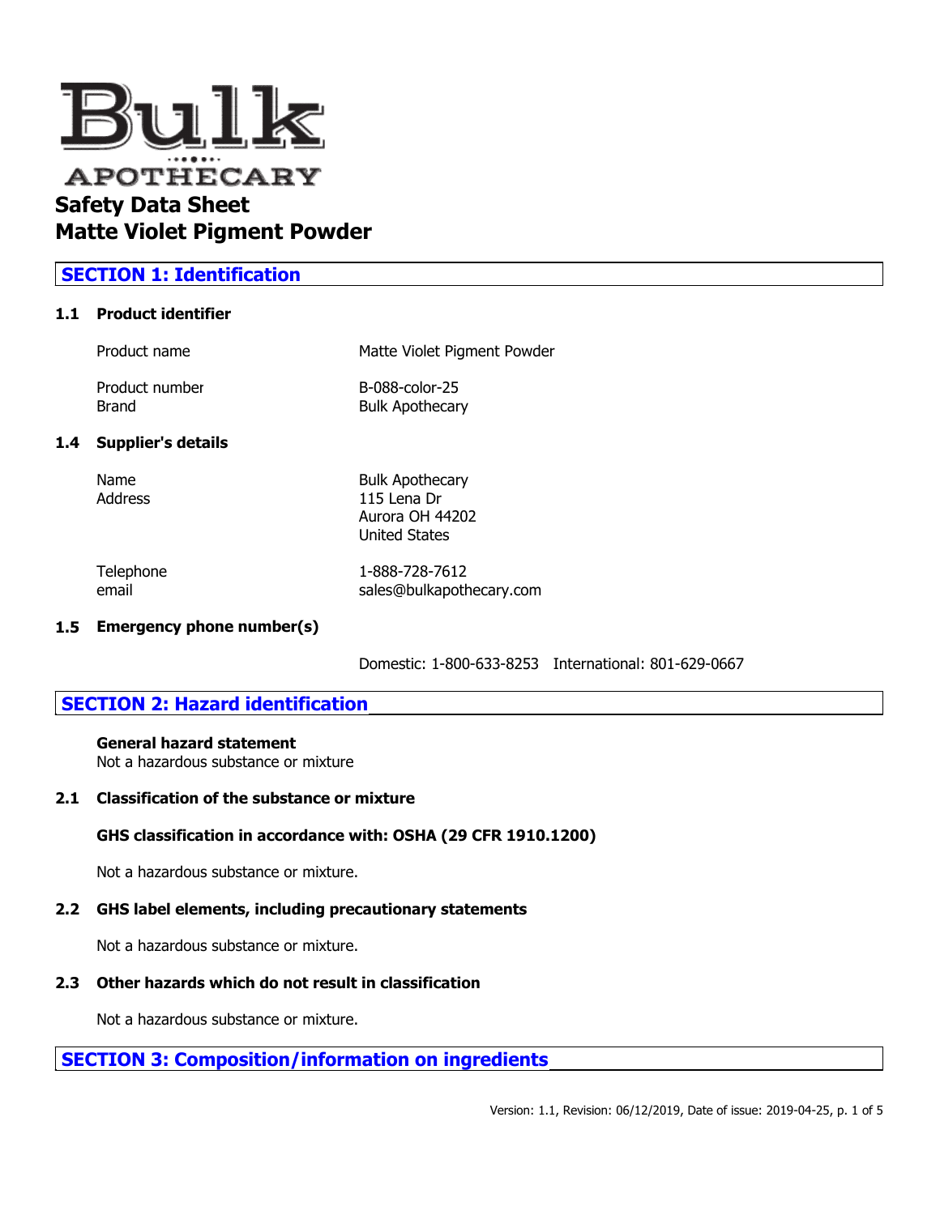Bulk APOTHECARY

# Safety Data Sheet
# Matte Violet Pigment Powder

## SECTION 1: Identification

### 1.1 Product identifier

| | |
|---|---|
| Product name | Matte Violet Pigment Powder |
| Product number | B-088-color-25 |
| Brand | Bulk Apothecary |

### 1.4 Supplier's details

| | |
|---|---|
| Name | Bulk Apothecary |
| Address | 115 Lena Dr<br>Aurora OH 44202<br>United States |
| Telephone | 1-888-728-7612 |
| email | sales@bulkapothecary.com |

### 1.5 Emergency phone number(s)

Domestic: 1-800-633-8253 International: 801-629-0667

## SECTION 2: Hazard identification

**General hazard statement**
Not a hazardous substance or mixture

### 2.1 Classification of the substance or mixture

**GHS classification in accordance with: OSHA (29 CFR 1910.1200)**

Not a hazardous substance or mixture.

### 2.2 GHS label elements, including precautionary statements

Not a hazardous substance or mixture.

### 2.3 Other hazards which do not result in classification

Not a hazardous substance or mixture.

## SECTION 3: Composition/information on ingredients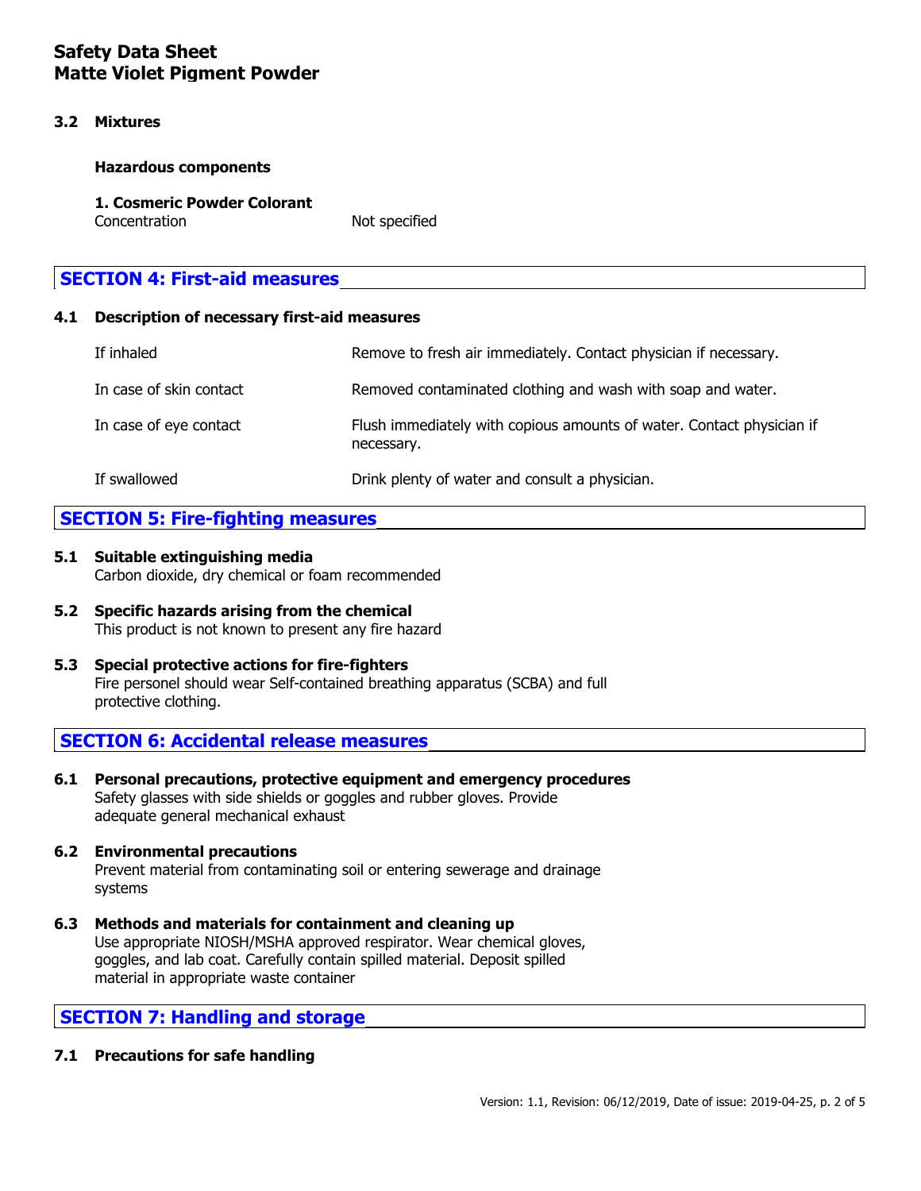### 3.2 Mixtures

**Hazardous components**

**1. Cosmeric Powder Colorant**

| | |
|---|---|
| Concentration | Not specified |

## SECTION 4: First-aid measures

### 4.1 Description of necessary first-aid measures

| | |
|---|---|
| If inhaled | Remove to fresh air immediately. Contact physician if necessary. |
| In case of skin contact | Removed contaminated clothing and wash with soap and water. |
| In case of eye contact | Flush immediately with copious amounts of water. Contact physician if necessary. |
| If swallowed | Drink plenty of water and consult a physician. |

## SECTION 5: Fire-fighting measures

### 5.1 Suitable extinguishing media

Carbon dioxide, dry chemical or foam recommended

### 5.2 Specific hazards arising from the chemical

This product is not known to present any fire hazard

### 5.3 Special protective actions for fire-fighters

Fire personel should wear Self-contained breathing apparatus (SCBA) and full protective clothing.

## SECTION 6: Accidental release measures

### 6.1 Personal precautions, protective equipment and emergency procedures

Safety glasses with side shields or goggles and rubber gloves. Provide adequate general mechanical exhaust

### 6.2 Environmental precautions

Prevent material from contaminating soil or entering sewerage and drainage systems

### 6.3 Methods and materials for containment and cleaning up

Use appropriate NIOSH/MSHA approved respirator. Wear chemical gloves, goggles, and lab coat. Carefully contain spilled material. Deposit spilled material in appropriate waste container

## SECTION 7: Handling and storage

### 7.1 Precautions for safe handling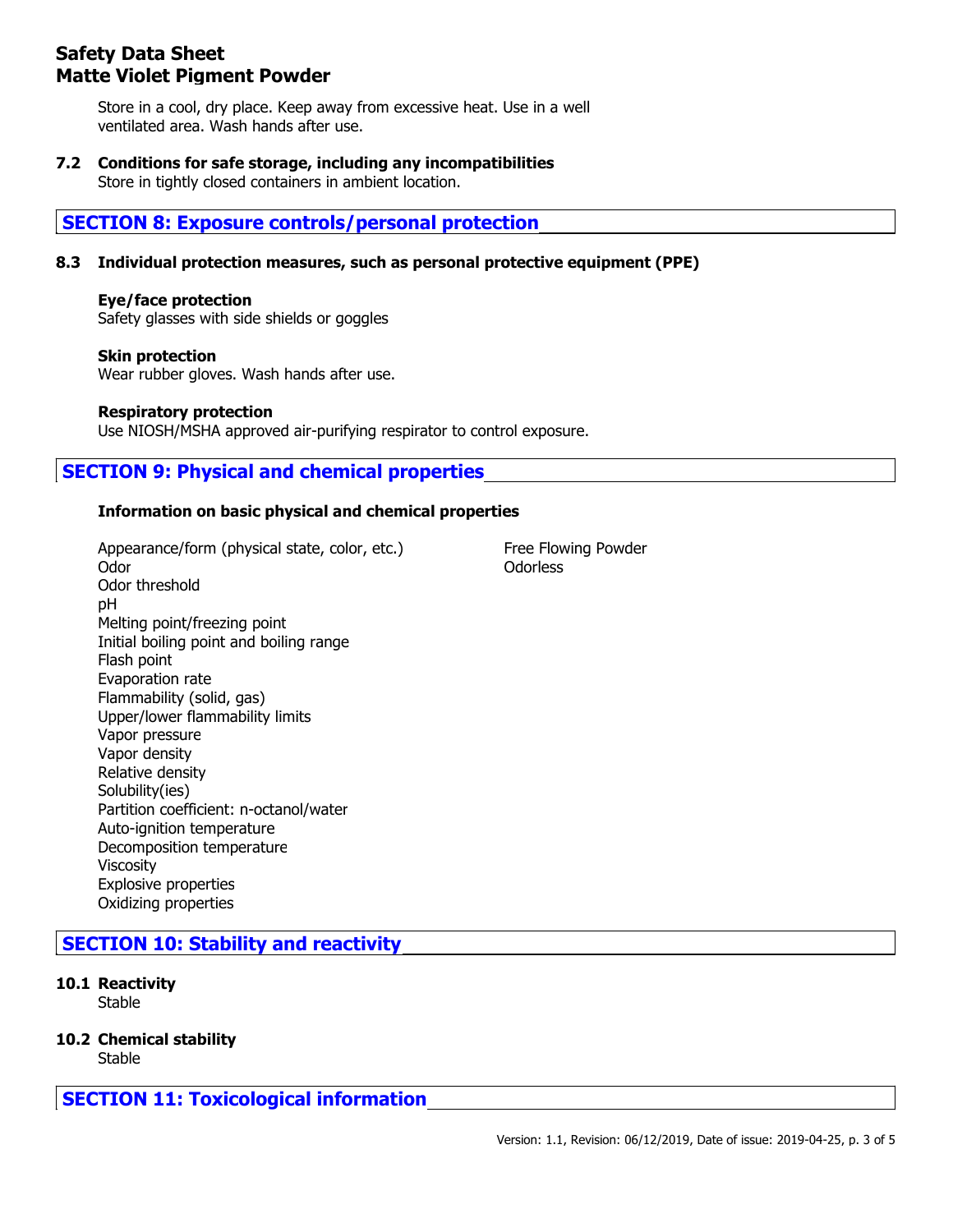Store in a cool, dry place. Keep away from excessive heat. Use in a well ventilated area. Wash hands after use.

**7.2 Conditions for safe storage, including any incompatibilities**

Store in tightly closed containers in ambient location.

## SECTION 8: Exposure controls/personal protection

**8.3 Individual protection measures, such as personal protective equipment (PPE)**

**Eye/face protection**

Safety glasses with side shields or goggles

**Skin protection**

Wear rubber gloves. Wash hands after use.

**Respiratory protection**

Use NIOSH/MSHA approved air-purifying respirator to control exposure.

## SECTION 9: Physical and chemical properties

**Information on basic physical and chemical properties**

| Property | Value |
|---|---|
| Appearance/form (physical state, color, etc.) | Free Flowing Powder |
| Odor | Odorless |
| Odor threshold | |
| pH | |
| Melting point/freezing point | |
| Initial boiling point and boiling range | |
| Flash point | |
| Evaporation rate | |
| Flammability (solid, gas) | |
| Upper/lower flammability limits | |
| Vapor pressure | |
| Vapor density | |
| Relative density | |
| Solubility(ies) | |
| Partition coefficient: n-octanol/water | |
| Auto-ignition temperature | |
| Decomposition temperature | |
| Viscosity | |
| Explosive properties | |
| Oxidizing properties | |

## SECTION 10: Stability and reactivity

**10.1 Reactivity**

Stable

**10.2 Chemical stability**

Stable

## SECTION 11: Toxicological information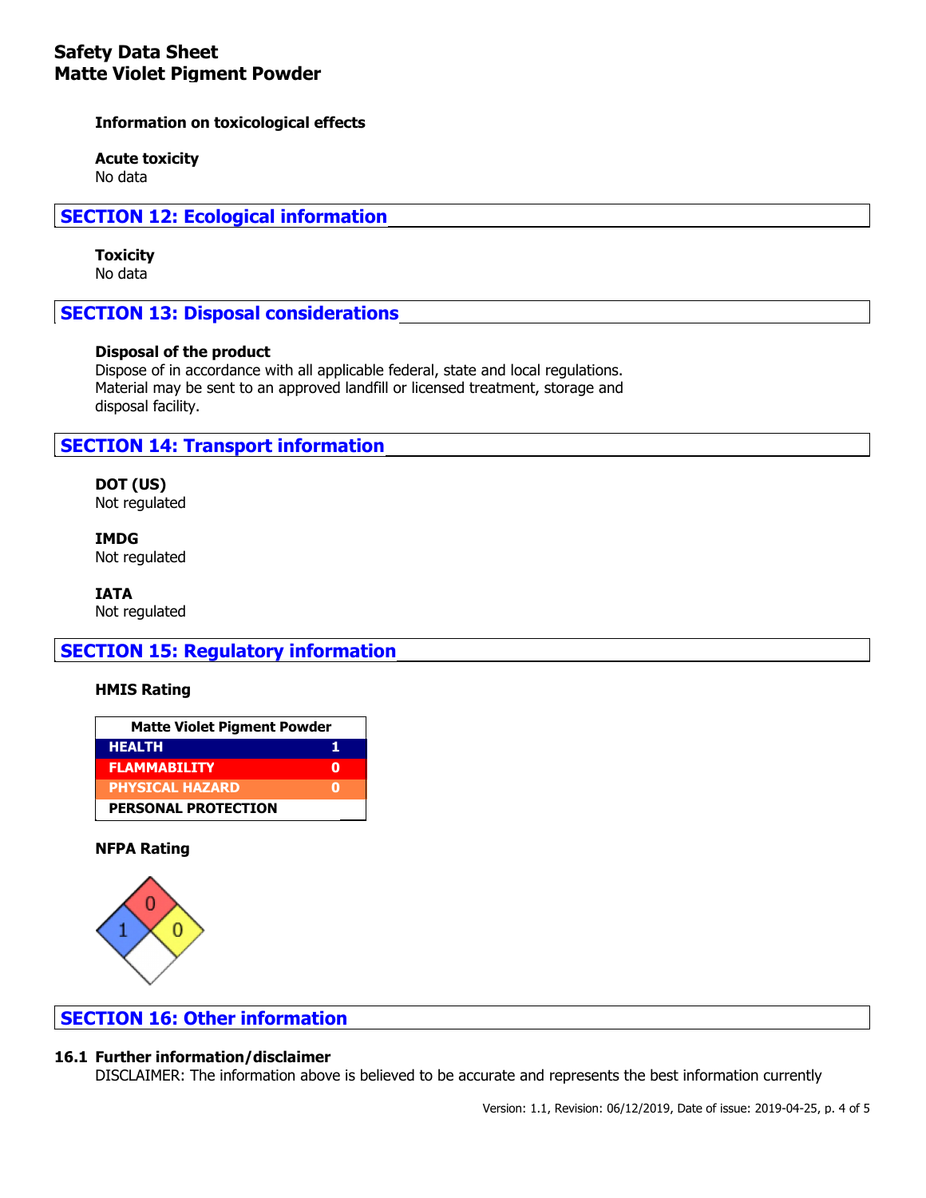**Information on toxicological effects**

**Acute toxicity**
No data

## SECTION 12: Ecological information

**Toxicity**
No data

## SECTION 13: Disposal considerations

**Disposal of the product**
Dispose of in accordance with all applicable federal, state and local regulations. Material may be sent to an approved landfill or licensed treatment, storage and disposal facility.

## SECTION 14: Transport information

**DOT (US)**
Not regulated

**IMDG**
Not regulated

**IATA**
Not regulated

## SECTION 15: Regulatory information

**HMIS Rating**

| Matte Violet Pigment Powder | |
|---|---|
| HEALTH | 1 |
| FLAMMABILITY | 0 |
| PHYSICAL HAZARD | 0 |
| PERSONAL PROTECTION | |

**NFPA Rating**

| Health (blue) | Flammability (red) | Instability (yellow) | Special (white) |
|---|---|---|---|
| 1 | 0 | 0 | |

## SECTION 16: Other information

**16.1 Further information/disclaimer**
DISCLAIMER: The information above is believed to be accurate and represents the best information currently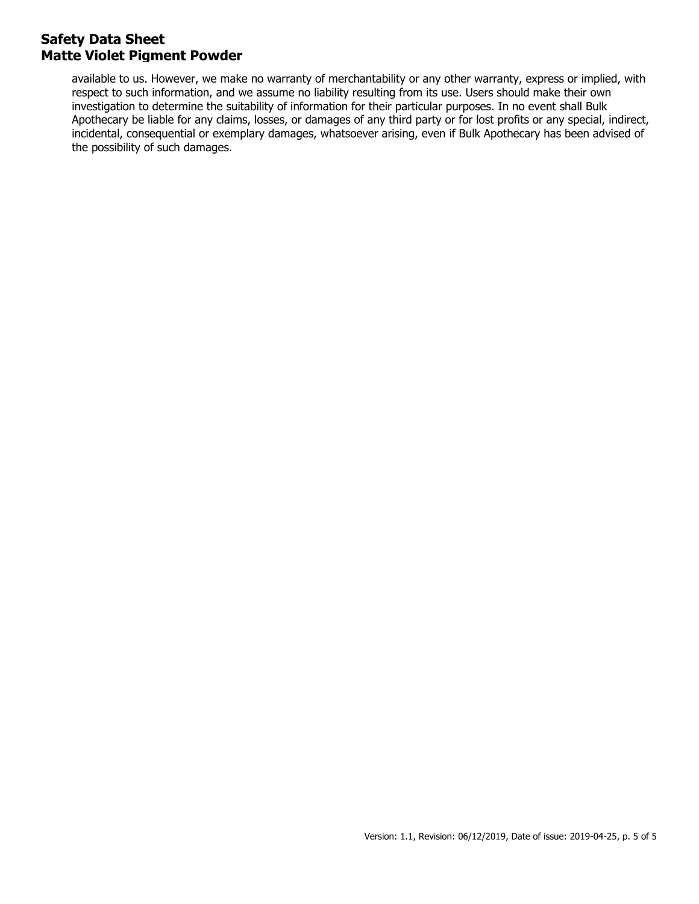available to us. However, we make no warranty of merchantability or any other warranty, express or implied, with respect to such information, and we assume no liability resulting from its use. Users should make their own investigation to determine the suitability of information for their particular purposes. In no event shall Bulk Apothecary be liable for any claims, losses, or damages of any third party or for lost profits or any special, indirect, incidental, consequential or exemplary damages, whatsoever arising, even if Bulk Apothecary has been advised of the possibility of such damages.